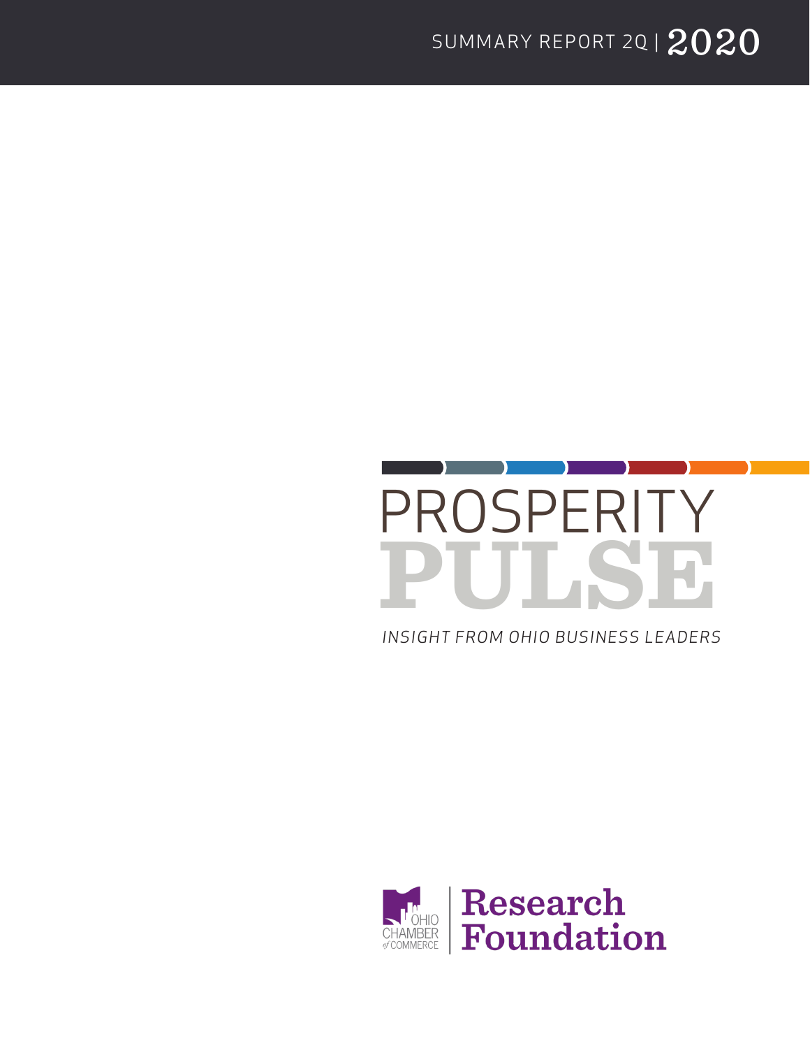SUMMARY REPORT 2Q | 2020

# PROSPERITY PULSE

*INSIGHT FROM OHIO BUSINESS LEADERS*

OHIO CHAMBER of COMMERCE | Research Foundation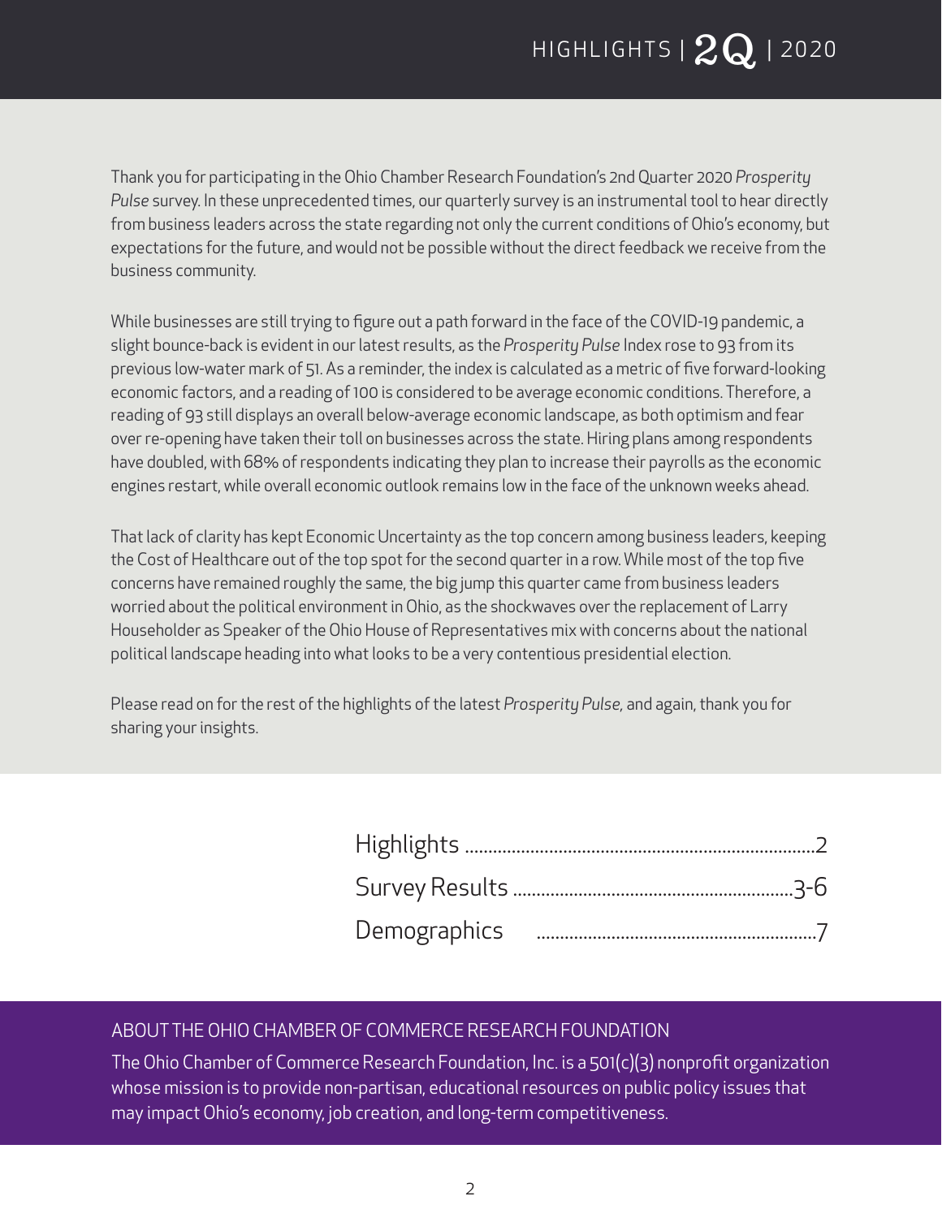# HIGHLIGHTS | 2Q | 2020

Thank you for participating in the Ohio Chamber Research Foundation's 2nd Quarter 2020 *Prosperity Pulse* survey. In these unprecedented times, our quarterly survey is an instrumental tool to hear directly from business leaders across the state regarding not only the current conditions of Ohio's economy, but expectations for the future, and would not be possible without the direct feedback we receive from the business community.

While businesses are still trying to figure out a path forward in the face of the COVID-19 pandemic, a slight bounce-back is evident in our latest results, as the *Prosperity Pulse* Index rose to 93 from its previous low-water mark of 51. As a reminder, the index is calculated as a metric of five forward-looking economic factors, and a reading of 100 is considered to be average economic conditions. Therefore, a reading of 93 still displays an overall below-average economic landscape, as both optimism and fear over re-opening have taken their toll on businesses across the state. Hiring plans among respondents have doubled, with 68% of respondents indicating they plan to increase their payrolls as the economic engines restart, while overall economic outlook remains low in the face of the unknown weeks ahead.

That lack of clarity has kept Economic Uncertainty as the top concern among business leaders, keeping the Cost of Healthcare out of the top spot for the second quarter in a row. While most of the top five concerns have remained roughly the same, the big jump this quarter came from business leaders worried about the political environment in Ohio, as the shockwaves over the replacement of Larry Householder as Speaker of the Ohio House of Representatives mix with concerns about the national political landscape heading into what looks to be a very contentious presidential election.

Please read on for the rest of the highlights of the latest *Prosperity Pulse*, and again, thank you for sharing your insights.

Highlights ........................................ 2
Survey Results ........................................ 3-6
Demographics ........................................ 7

## ABOUT THE OHIO CHAMBER OF COMMERCE RESEARCH FOUNDATION

The Ohio Chamber of Commerce Research Foundation, Inc. is a 501(c)(3) nonprofit organization whose mission is to provide non-partisan, educational resources on public policy issues that may impact Ohio's economy, job creation, and long-term competitiveness.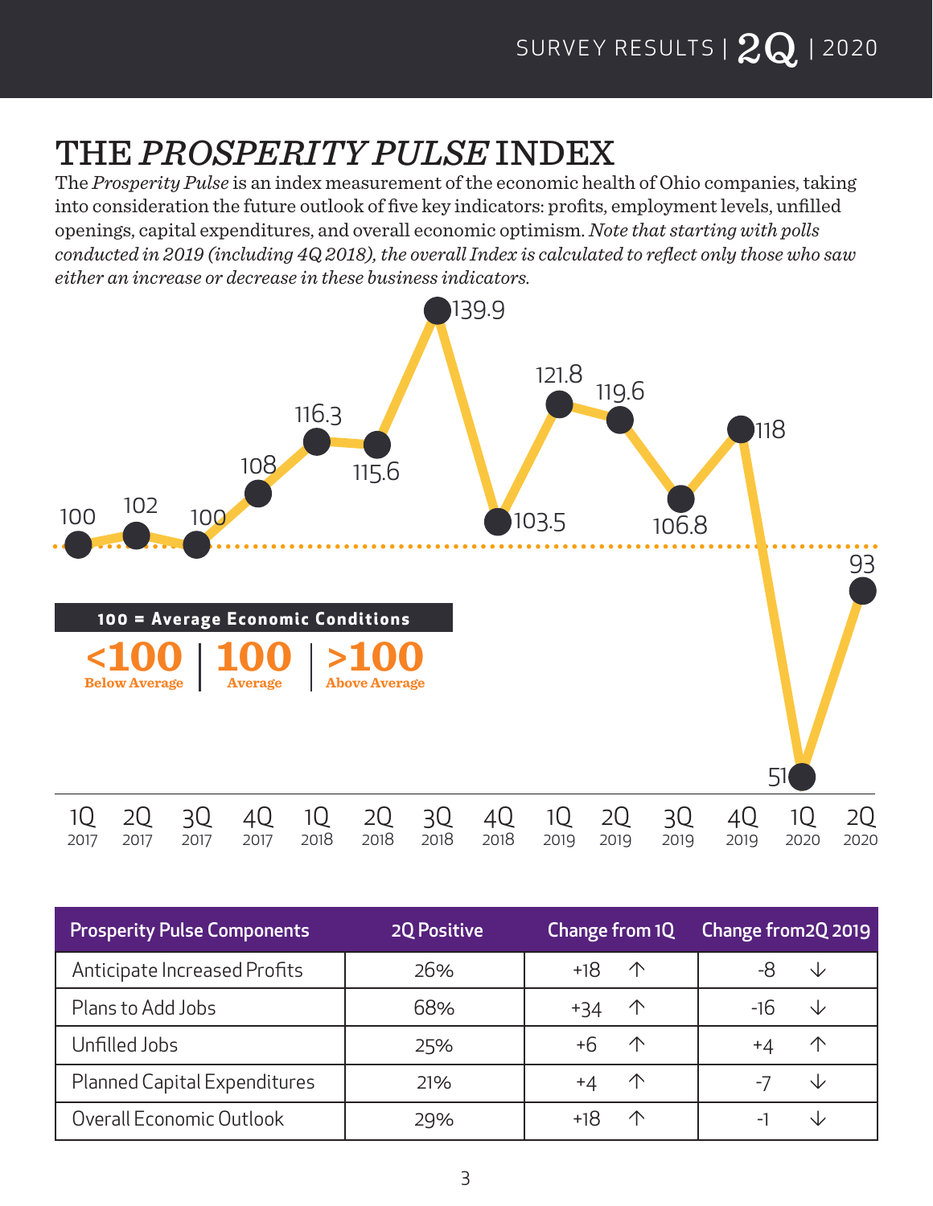# THE *PROSPERITY PULSE* INDEX

The *Prosperity Pulse* is an index measurement of the economic health of Ohio companies, taking into consideration the future outlook of five key indicators: profits, employment levels, unfilled openings, capital expenditures, and overall economic optimism. *Note that starting with polls conducted in 2019 (including 4Q 2018), the overall Index is calculated to reflect only those who saw either an increase or decrease in these business indicators.*

| Quarter | Index |
|---|---|
| 1Q 2017 | 100 |
| 2Q 2017 | 102 |
| 3Q 2017 | 100 |
| 4Q 2017 | 108 |
| 1Q 2018 | 116.3 |
| 2Q 2018 | 115.6 |
| 3Q 2018 | 139.9 |
| 4Q 2018 | 103.5 |
| 1Q 2019 | 121.8 |
| 2Q 2019 | 119.6 |
| 3Q 2019 | 106.8 |
| 4Q 2019 | 118 |
| 1Q 2020 | 51 |
| 2Q 2020 | 93 |

**100 = Average Economic Conditions**

**<100** Below Average | **100** Average | **>100** Above Average

| Prosperity Pulse Components | 2Q Positive | Change from 1Q | Change from2Q 2019 |
|---|---|---|---|
| Anticipate Increased Profits | 26% | +18 ↑ | -8 ↓ |
| Plans to Add Jobs | 68% | +34 ↑ | -16 ↓ |
| Unfilled Jobs | 25% | +6 ↑ | +4 ↑ |
| Planned Capital Expenditures | 21% | +4 ↑ | -7 ↓ |
| Overall Economic Outlook | 29% | +18 ↑ | -1 ↓ |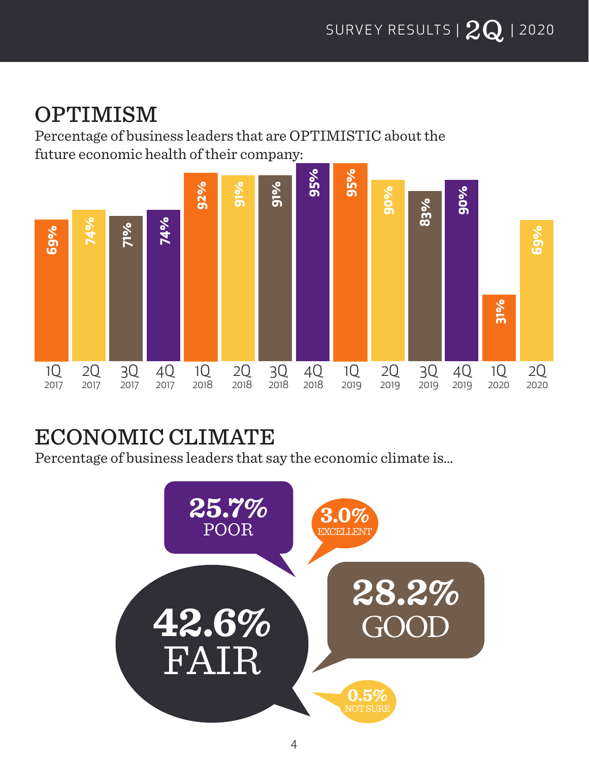## OPTIMISM

Percentage of business leaders that are OPTIMISTIC about the future economic health of their company:

| Quarter | Optimistic |
|---|---|
| 1Q 2017 | 69% |
| 2Q 2017 | 74% |
| 3Q 2017 | 71% |
| 4Q 2017 | 74% |
| 1Q 2018 | 92% |
| 2Q 2018 | 91% |
| 3Q 2018 | 91% |
| 4Q 2018 | 95% |
| 1Q 2019 | 95% |
| 2Q 2019 | 90% |
| 3Q 2019 | 83% |
| 4Q 2019 | 90% |
| 1Q 2020 | 31% |
| 2Q 2020 | 69% |

## ECONOMIC CLIMATE

Percentage of business leaders that say the economic climate is...

- **25.7%** POOR
- **3.0%** EXCELLENT
- **42.6%** FAIR
- **28.2%** GOOD
- **0.5%** NOT SURE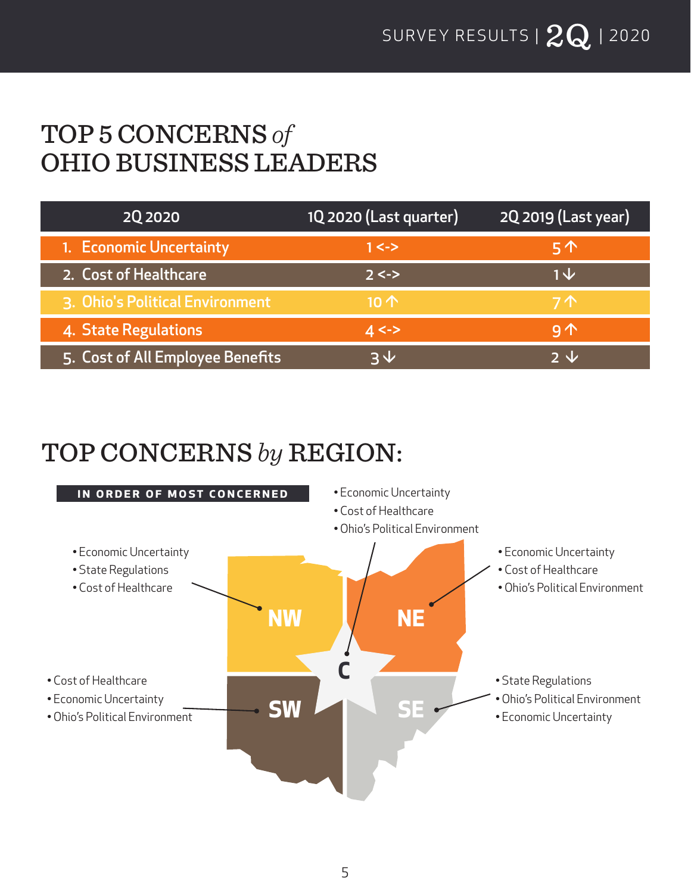# TOP 5 CONCERNS *of* OHIO BUSINESS LEADERS

| 2Q 2020 | 1Q 2020 (Last quarter) | 2Q 2019 (Last year) |
|---|---|---|
| 1. Economic Uncertainty | 1 <-> | 5 ↑ |
| 2. Cost of Healthcare | 2 <-> | 1 ↓ |
| 3. Ohio's Political Environment | 10 ↑ | 7 ↑ |
| 4. State Regulations | 4 <-> | 9 ↑ |
| 5. Cost of All Employee Benefits | 3 ↓ | 2 ↓ |

# TOP CONCERNS *by* REGION:

**IN ORDER OF MOST CONCERNED**

**C**
- Economic Uncertainty
- Cost of Healthcare
- Ohio's Political Environment

**NW**
- Economic Uncertainty
- State Regulations
- Cost of Healthcare

**NE**
- Economic Uncertainty
- Cost of Healthcare
- Ohio's Political Environment

**SW**
- Cost of Healthcare
- Economic Uncertainty
- Ohio's Political Environment

**SE**
- State Regulations
- Ohio's Political Environment
- Economic Uncertainty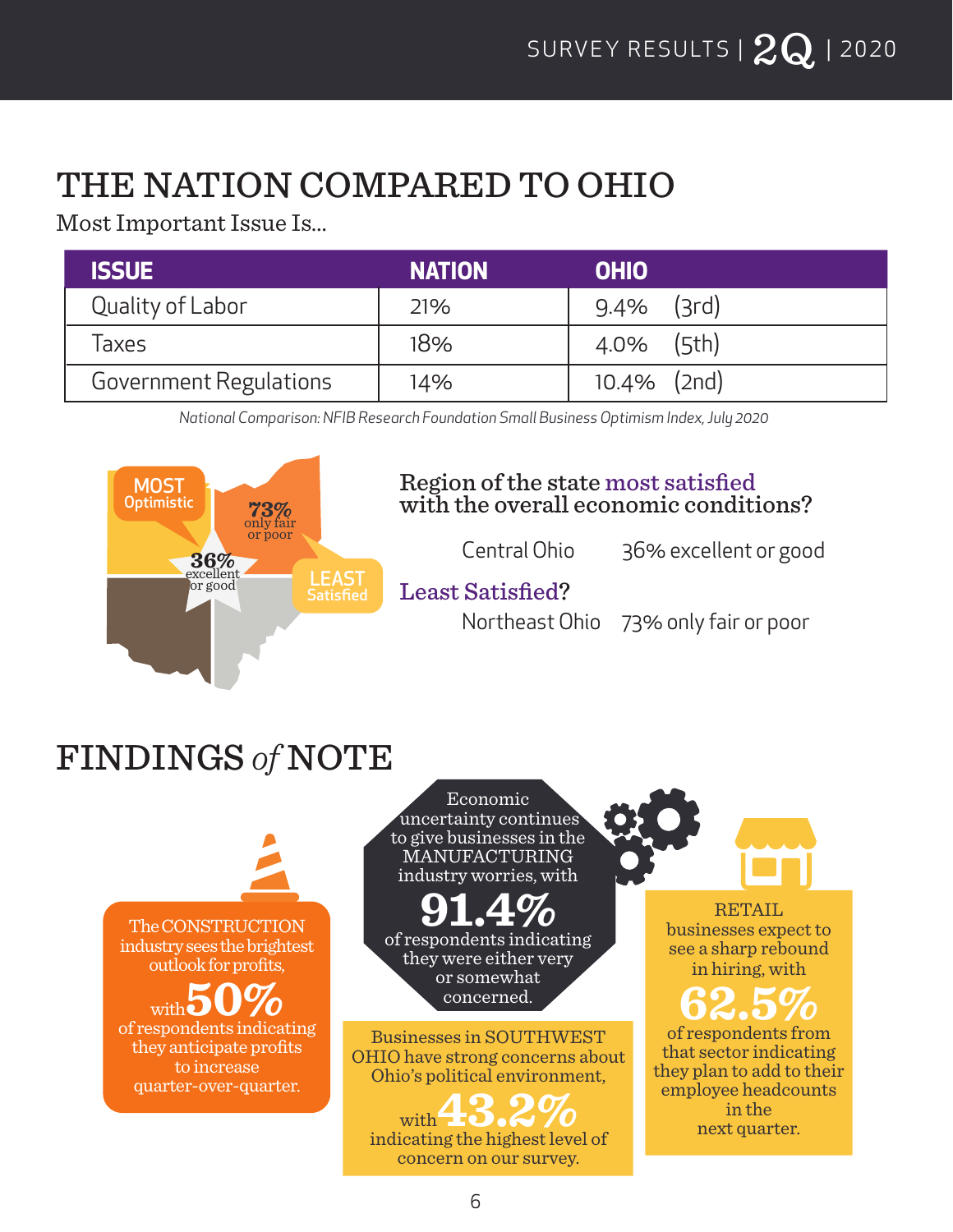# THE NATION COMPARED TO OHIO

Most Important Issue Is...

| ISSUE | NATION | OHIO |
|---|---|---|
| Quality of Labor | 21% | 9.4% (3rd) |
| Taxes | 18% | 4.0% (5th) |
| Government Regulations | 14% | 10.4% (2nd) |

*National Comparison: NFIB Research Foundation Small Business Optimism Index, July 2020*

MOST Optimistic — 36% excellent or good

LEAST Satisfied — 73% only fair or poor

Region of the state most satisfied with the overall economic conditions?

Central Ohio 36% excellent or good

Least Satisfied?

Northeast Ohio 73% only fair or poor

# FINDINGS *of* NOTE

The CONSTRUCTION industry sees the brightest outlook for profits, with **50%** of respondents indicating they anticipate profits to increase quarter-over-quarter.

Economic uncertainty continues to give businesses in the MANUFACTURING industry worries, with **91.4%** of respondents indicating they were either very or somewhat concerned.

Businesses in SOUTHWEST OHIO have strong concerns about Ohio's political environment, with **43.2%** indicating the highest level of concern on our survey.

RETAIL businesses expect to see a sharp rebound in hiring, with **62.5%** of respondents from that sector indicating they plan to add to their employee headcounts in the next quarter.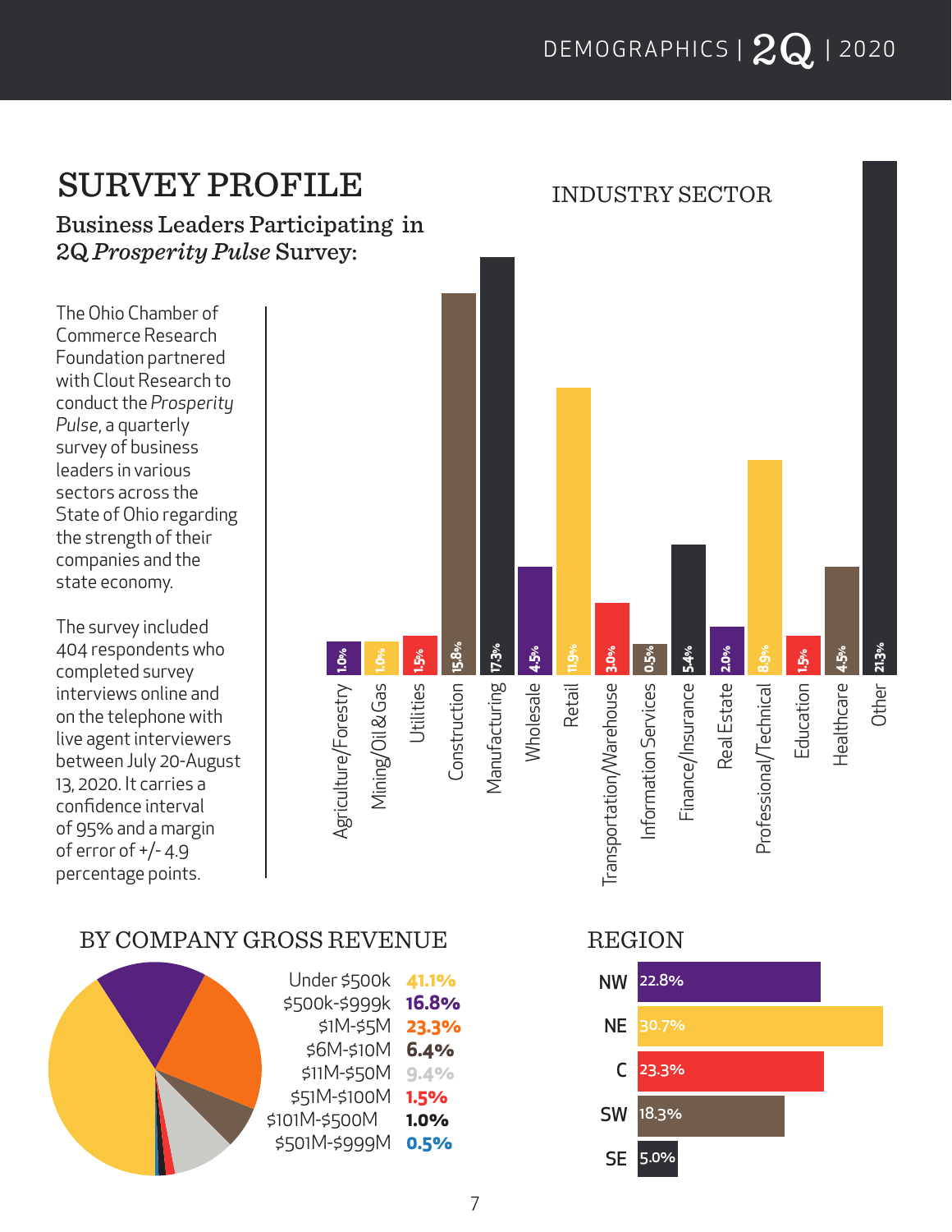# SURVEY PROFILE

## Business Leaders Participating in 2Q *Prosperity Pulse* Survey:

The Ohio Chamber of Commerce Research Foundation partnered with Clout Research to conduct the *Prosperity Pulse*, a quarterly survey of business leaders in various sectors across the State of Ohio regarding the strength of their companies and the state economy.

The survey included 404 respondents who completed survey interviews online and on the telephone with live agent interviewers between July 20-August 13, 2020. It carries a confidence interval of 95% and a margin of error of +/- 4.9 percentage points.

### INDUSTRY SECTOR

| Industry Sector | Percent |
|---|---|
| Agriculture/Forestry | 1.0% |
| Mining/Oil & Gas | 1.0% |
| Utilities | 1.5% |
| Construction | 15.8% |
| Manufacturing | 17.3% |
| Wholesale | 4.5% |
| Retail | 11.9% |
| Transportation/Warehouse | 3.0% |
| Information Services | 0.5% |
| Finance/Insurance | 5.4% |
| Real Estate | 2.0% |
| Professional/Technical | 8.9% |
| Education | 1.5% |
| Healthcare | 4.5% |
| Other | 21.3% |

### BY COMPANY GROSS REVENUE

| Revenue | Percent |
|---|---|
| Under $500k | 41.1% |
| $500k-$999k | 16.8% |
| $1M-$5M | 23.3% |
| $6M-$10M | 6.4% |
| $11M-$50M | 9.4% |
| $51M-$100M | 1.5% |
| $101M-$500M | 1.0% |
| $501M-$999M | 0.5% |

### REGION

| Region | Percent |
|---|---|
| NW | 22.8% |
| NE | 30.7% |
| C | 23.3% |
| SW | 18.3% |
| SE | 5.0% |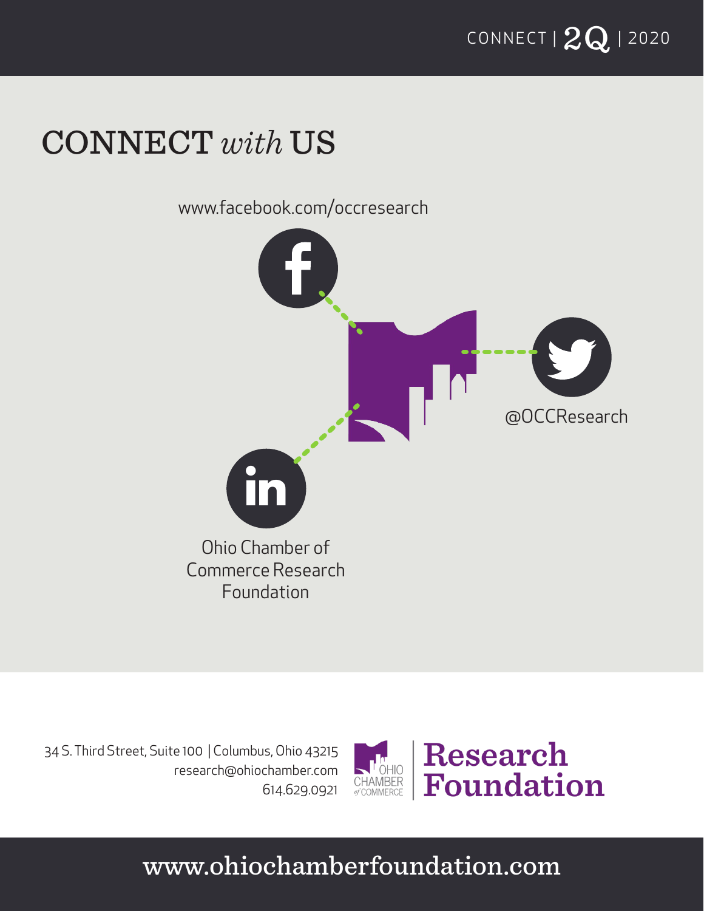# CONNECT *with* US

www.facebook.com/occresearch

@OCCResearch

Ohio Chamber of Commerce Research Foundation

34 S. Third Street, Suite 100 | Columbus, Ohio 43215
research@ohiochamber.com
614.629.0921

OHIO CHAMBER of COMMERCE | **Research Foundation**

www.ohiochamberfoundation.com